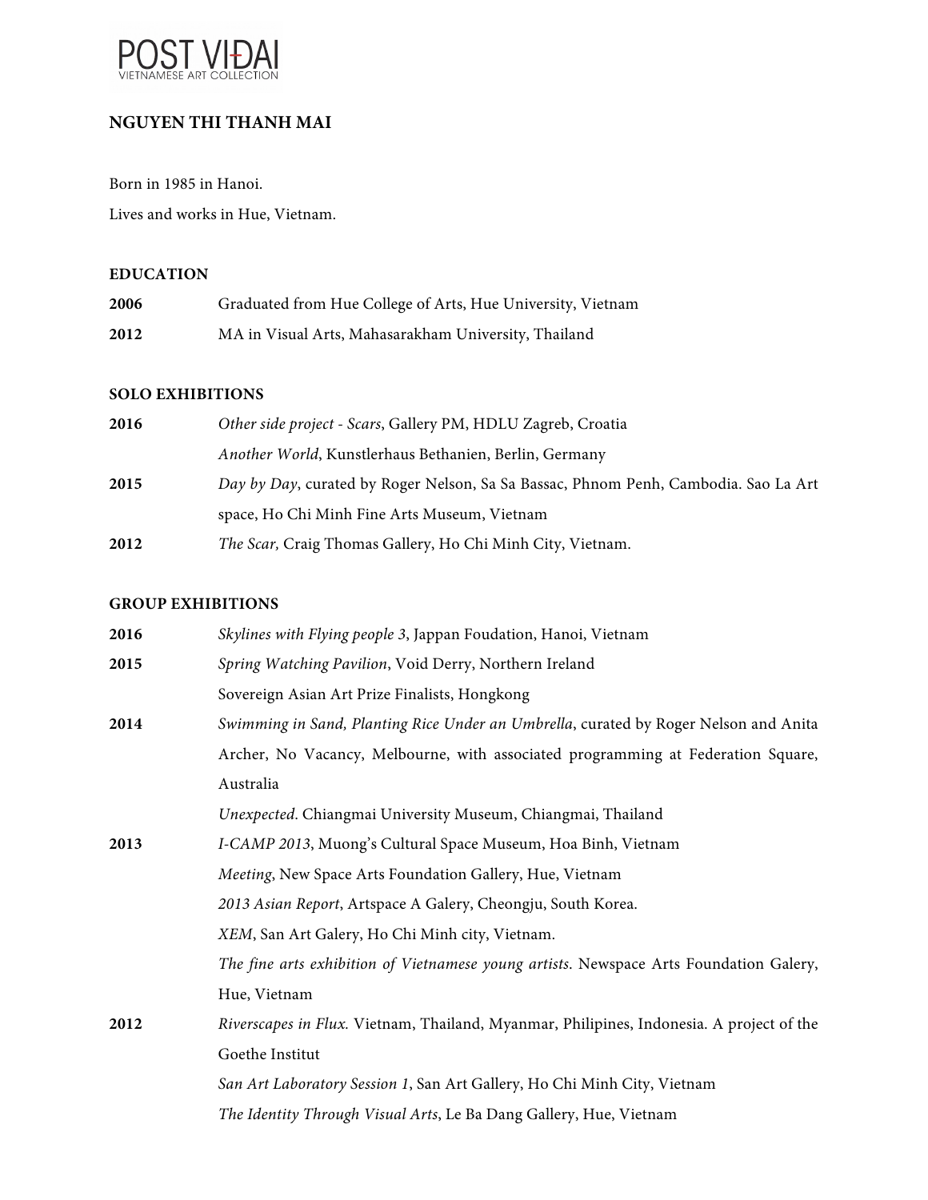POST VIĐAI
VIETNAMESE ART COLLECTION

# NGUYEN THI THANH MAI

Born in 1985 in Hanoi.

Lives and works in Hue, Vietnam.

## EDUCATION

**2006** Graduated from Hue College of Arts, Hue University, Vietnam

**2012** MA in Visual Arts, Mahasarakham University, Thailand

## SOLO EXHIBITIONS

**2016** *Other side project - Scars*, Gallery PM, HDLU Zagreb, Croatia

*Another World*, Kunstlerhaus Bethanien, Berlin, Germany

**2015** *Day by Day*, curated by Roger Nelson, Sa Sa Bassac, Phnom Penh, Cambodia. Sao La Art space, Ho Chi Minh Fine Arts Museum, Vietnam

**2012** *The Scar,* Craig Thomas Gallery, Ho Chi Minh City, Vietnam.

## GROUP EXHIBITIONS

**2016** *Skylines with Flying people 3*, Jappan Foudation, Hanoi, Vietnam

**2015** *Spring Watching Pavilion*, Void Derry, Northern Ireland

Sovereign Asian Art Prize Finalists, Hongkong

**2014** *Swimming in Sand, Planting Rice Under an Umbrella*, curated by Roger Nelson and Anita Archer, No Vacancy, Melbourne, with associated programming at Federation Square, Australia

*Unexpected*. Chiangmai University Museum, Chiangmai, Thailand

**2013** *I-CAMP 2013*, Muong's Cultural Space Museum, Hoa Binh, Vietnam

*Meeting*, New Space Arts Foundation Gallery, Hue, Vietnam

*2013 Asian Report*, Artspace A Galery, Cheongju, South Korea.

*XEM*, San Art Galery, Ho Chi Minh city, Vietnam.

*The fine arts exhibition of Vietnamese young artists*. Newspace Arts Foundation Galery, Hue, Vietnam

**2012** *Riverscapes in Flux.* Vietnam, Thailand, Myanmar, Philipines, Indonesia. A project of the Goethe Institut

*San Art Laboratory Session 1*, San Art Gallery, Ho Chi Minh City, Vietnam

*The Identity Through Visual Arts*, Le Ba Dang Gallery, Hue, Vietnam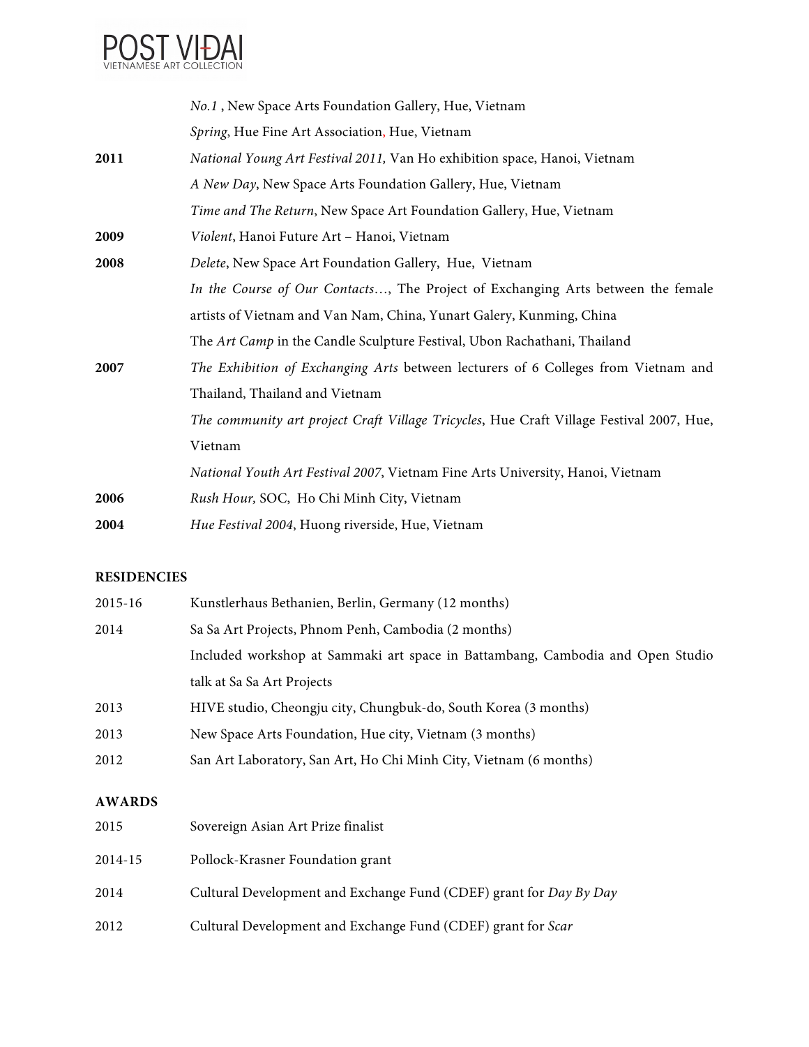| | |
|---|---|
| | *No.1* , New Space Arts Foundation Gallery, Hue, Vietnam |
| | *Spring*, Hue Fine Art Association, Hue, Vietnam |
| **2011** | *National Young Art Festival 2011,* Van Ho exhibition space, Hanoi, Vietnam |
| | *A New Day*, New Space Arts Foundation Gallery, Hue, Vietnam |
| | *Time and The Return*, New Space Art Foundation Gallery, Hue, Vietnam |
| **2009** | *Violent*, Hanoi Future Art – Hanoi, Vietnam |
| **2008** | *Delete*, New Space Art Foundation Gallery, Hue, Vietnam |
| | *In the Course of Our Contacts…*, The Project of Exchanging Arts between the female artists of Vietnam and Van Nam, China, Yunart Galery, Kunming, China |
| | The *Art Camp* in the Candle Sculpture Festival, Ubon Rachathani, Thailand |
| **2007** | *The Exhibition of Exchanging Arts* between lecturers of 6 Colleges from Vietnam and Thailand, Thailand and Vietnam |
| | *The community art project Craft Village Tricycles*, Hue Craft Village Festival 2007, Hue, Vietnam |
| | *National Youth Art Festival 2007*, Vietnam Fine Arts University, Hanoi, Vietnam |
| **2006** | *Rush Hour,* SOC, Ho Chi Minh City, Vietnam |
| **2004** | *Hue Festival 2004*, Huong riverside, Hue, Vietnam |

**RESIDENCIES**

| | |
|---|---|
| 2015-16 | Kunstlerhaus Bethanien, Berlin, Germany (12 months) |
| 2014 | Sa Sa Art Projects, Phnom Penh, Cambodia (2 months) |
| | Included workshop at Sammaki art space in Battambang, Cambodia and Open Studio talk at Sa Sa Art Projects |
| 2013 | HIVE studio, Cheongju city, Chungbuk-do, South Korea (3 months) |
| 2013 | New Space Arts Foundation, Hue city, Vietnam (3 months) |
| 2012 | San Art Laboratory, San Art, Ho Chi Minh City, Vietnam (6 months) |

**AWARDS**

| | |
|---|---|
| 2015 | Sovereign Asian Art Prize finalist |
| 2014-15 | Pollock-Krasner Foundation grant |
| 2014 | Cultural Development and Exchange Fund (CDEF) grant for *Day By Day* |
| 2012 | Cultural Development and Exchange Fund (CDEF) grant for *Scar* |